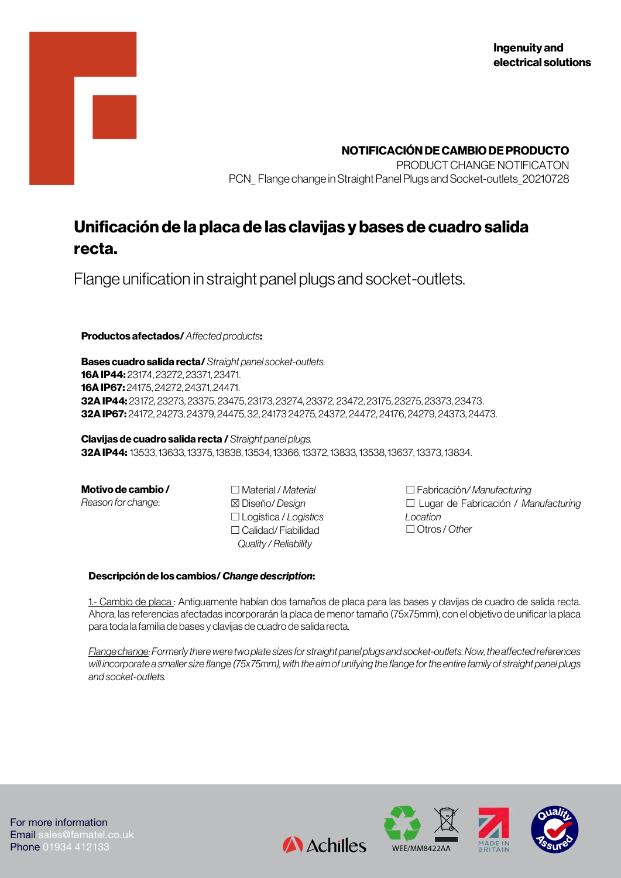Ingenuity and electrical solutions

**NOTIFICACIÓN DE CAMBIO DE PRODUCTO**
PRODUCT CHANGE NOTIFICATON
PCN_ Flange change in Straight Panel Plugs and Socket-outlets_20210728

# Unificación de la placa de las clavijas y bases de cuadro salida recta.

Flange unification in straight panel plugs and socket-outlets.

**Productos afectados/** *Affected products***:**

**Bases cuadro salida recta/** *Straight panel socket-outlets.*
**16A IP44:** 23174, 23272, 23371, 23471.
**16A IP67:** 24175, 24272, 24371,.24471.
**32A IP44:** 23172, 23273, 23375, 23475, 23173, 23274, 23372, 23472, 23175, 23275, 23373, 23473.
**32A IP67:** 24172, 24273, 24379, 24475, 32, 24173 24275, 24372, 24472, 24176, 24279, 24373, 24473.

**Clavijas de cuadro salida recta /** *Straight panel plugs.*
**32A IP44:** 13533, 13633, 13375, 13838, 13534, 13366, 13372, 13833, 13538, 13637, 13373, 13834.

**Motivo de cambio /** *Reason for change*:

☐ Material / *Material*
☒ Diseño/ *Design*
☐ Logística / *Logistics*
☐ Calidad/ Fiabilidad *Quality / Reliability*
☐ Fabricación/ *Manufacturing*
☐ Lugar de Fabricación / *Manufacturing Location*
☐ Otros / *Other*

**Descripción de los cambios/** ***Change description*:**

1.- Cambio de placa : Antiguamente habían dos tamaños de placa para las bases y clavijas de cuadro de salida recta. Ahora, las referencias afectadas incorporarán la placa de menor tamaño (75x75mm), con el objetivo de unificar la placa para toda la familia de bases y clavijas de cuadro de salida recta.

*Flange change: Formerly there were two plate sizes for straight panel plugs and socket-outlets. Now, the affected references will incorporate a smaller size flange (75x75mm), with the aim of unifying the flange for the entire family of straight panel plugs and socket-outlets.*

For more information
Email sales@famatel.co.uk
Phone 01934 412133

Achilles WEE/MM8422AA MADE IN BRITAIN Quality Assured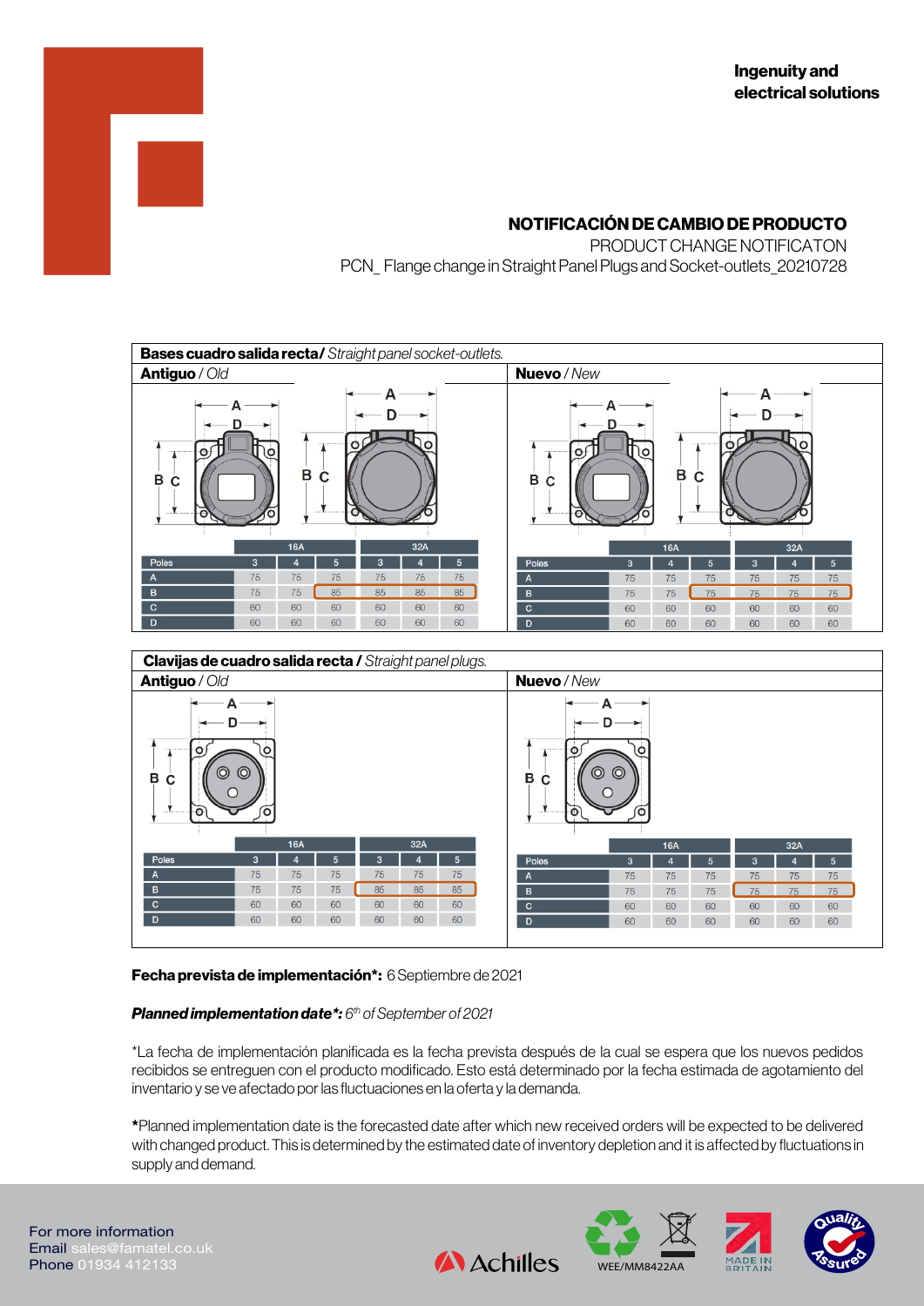Ingenuity and electrical solutions

# NOTIFICACIÓN DE CAMBIO DE PRODUCTO

PRODUCT CHANGE NOTIFICATON

PCN_ Flange change in Straight Panel Plugs and Socket-outlets_20210728

## Bases cuadro salida recta / *Straight panel socket-outlets.*

**Antiguo** / *Old*

| | 16A | | | 32A | | |
|---|---|---|---|---|---|---|
| Poles | 3 | 4 | 5 | 3 | 4 | 5 |
| A | 75 | 75 | 75 | 75 | 75 | 75 |
| B | 75 | 75 | 85 | 85 | 85 | 85 |
| C | 60 | 60 | 60 | 60 | 60 | 60 |
| D | 60 | 60 | 60 | 60 | 60 | 60 |

**Nuevo** / *New*

| | 16A | | | 32A | | |
|---|---|---|---|---|---|---|
| Poles | 3 | 4 | 5 | 3 | 4 | 5 |
| A | 75 | 75 | 75 | 75 | 75 | 75 |
| B | 75 | 75 | 75 | 75 | 75 | 75 |
| C | 60 | 60 | 60 | 60 | 60 | 60 |
| D | 60 | 60 | 60 | 60 | 60 | 60 |

## Clavijas de cuadro salida recta / *Straight panel plugs.*

**Antiguo** / *Old*

| | 16A | | | 32A | | |
|---|---|---|---|---|---|---|
| Poles | 3 | 4 | 5 | 3 | 4 | 5 |
| A | 75 | 75 | 75 | 75 | 75 | 75 |
| B | 75 | 75 | 75 | 85 | 85 | 85 |
| C | 60 | 60 | 60 | 60 | 60 | 60 |
| D | 60 | 60 | 60 | 60 | 60 | 60 |

**Nuevo** / *New*

| | 16A | | | 32A | | |
|---|---|---|---|---|---|---|
| Poles | 3 | 4 | 5 | 3 | 4 | 5 |
| A | 75 | 75 | 75 | 75 | 75 | 75 |
| B | 75 | 75 | 75 | 75 | 75 | 75 |
| C | 60 | 60 | 60 | 60 | 60 | 60 |
| D | 60 | 60 | 60 | 60 | 60 | 60 |

**Fecha prevista de implementación*:** 6 Septiembre de 2021

***Planned implementation date*:*** *6th of September of 2021*

*La fecha de implementación planificada es la fecha prevista después de la cual se espera que los nuevos pedidos recibidos se entreguen con el producto modificado. Esto está determinado por la fecha estimada de agotamiento del inventario y se ve afectado por las fluctuaciones en la oferta y la demanda.

*Planned implementation date is the forecasted date after which new received orders will be expected to be delivered with changed product. This is determined by the estimated date of inventory depletion and it is affected by fluctuations in supply and demand.

For more information
Email sales@famatel.co.uk
Phone 01934 412133

Achilles WEE/MM8422AA MADE IN BRITAIN Quality Assured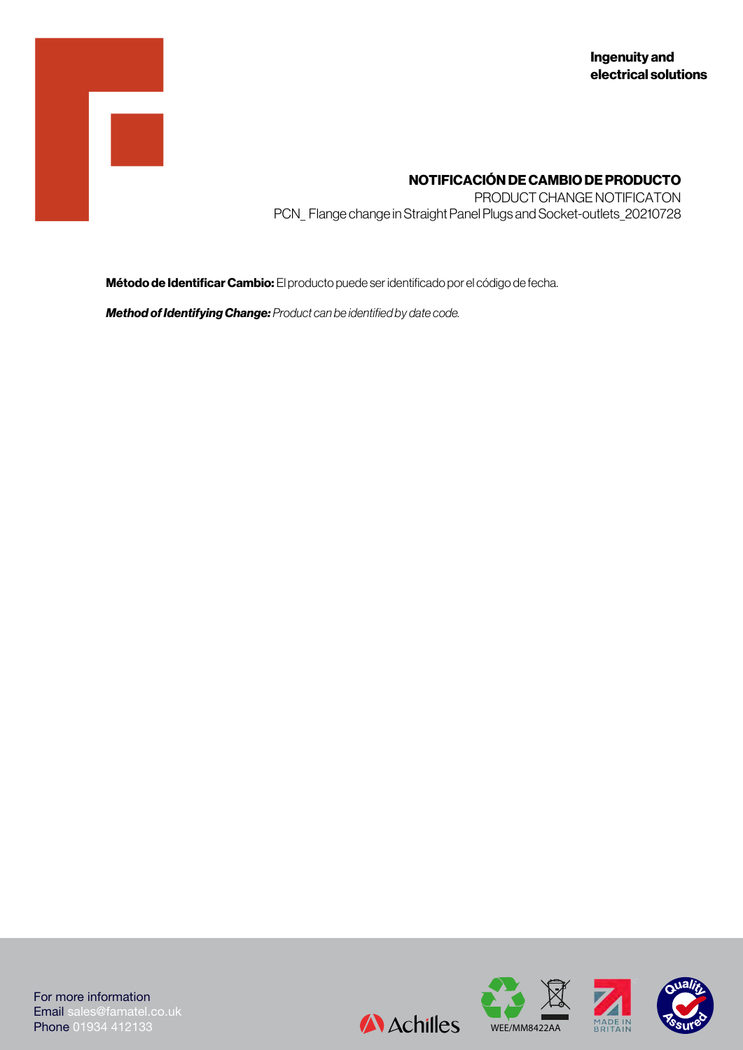Ingenuity and electrical solutions

## NOTIFICACIÓN DE CAMBIO DE PRODUCTO

PRODUCT CHANGE NOTIFICATON

PCN_ Flange change in Straight Panel Plugs and Socket-outlets_20210728

**Método de Identificar Cambio:** El producto puede ser identificado por el código de fecha.

***Method of Identifying Change:*** *Product can be identified by date code.*

For more information
Email sales@famatel.co.uk
Phone 01934 412133

WEE/MM8422AA